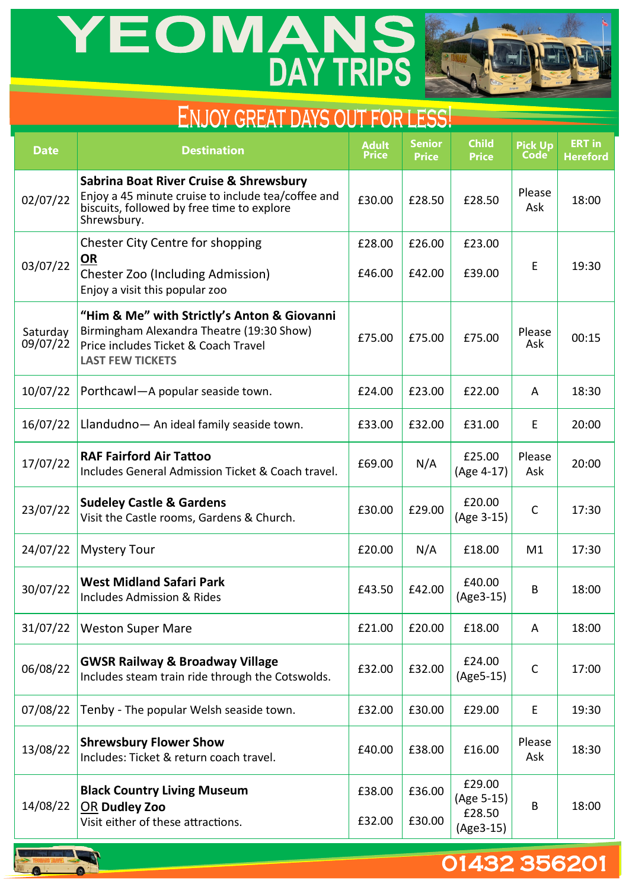# YEOMANS DAY TRIPS

## ENJOY GREAT DAYS OUT FOR LESS!

| Date | Destination | Adult Price | Senior Price | Child Price | Pick Up Code | ERT in Hereford |
|---|---|---|---|---|---|---|
| 02/07/22 | **Sabrina Boat River Cruise & Shrewsbury** Enjoy a 45 minute cruise to include tea/coffee and biscuits, followed by free time to explore Shrewsbury. | £30.00 | £28.50 | £28.50 | Please Ask | 18:00 |
| 03/07/22 | Chester City Centre for shopping **OR** Chester Zoo (Including Admission) Enjoy a visit this popular zoo | £28.00 / £46.00 | £26.00 / £42.00 | £23.00 / £39.00 | E | 19:30 |
| Saturday 09/07/22 | **"Him & Me" with Strictly's Anton & Giovanni** Birmingham Alexandra Theatre (19:30 Show) Price includes Ticket & Coach Travel **LAST FEW TICKETS** | £75.00 | £75.00 | £75.00 | Please Ask | 00:15 |
| 10/07/22 | Porthcawl—A popular seaside town. | £24.00 | £23.00 | £22.00 | A | 18:30 |
| 16/07/22 | Llandudno— An ideal family seaside town. | £33.00 | £32.00 | £31.00 | E | 20:00 |
| 17/07/22 | **RAF Fairford Air Tattoo** Includes General Admission Ticket & Coach travel. | £69.00 | N/A | £25.00 (Age 4-17) | Please Ask | 20:00 |
| 23/07/22 | **Sudeley Castle & Gardens** Visit the Castle rooms, Gardens & Church. | £30.00 | £29.00 | £20.00 (Age 3-15) | C | 17:30 |
| 24/07/22 | Mystery Tour | £20.00 | N/A | £18.00 | M1 | 17:30 |
| 30/07/22 | **West Midland Safari Park** Includes Admission & Rides | £43.50 | £42.00 | £40.00 (Age3-15) | B | 18:00 |
| 31/07/22 | Weston Super Mare | £21.00 | £20.00 | £18.00 | A | 18:00 |
| 06/08/22 | **GWSR Railway & Broadway Village** Includes steam train ride through the Cotswolds. | £32.00 | £32.00 | £24.00 (Age5-15) | C | 17:00 |
| 07/08/22 | Tenby - The popular Welsh seaside town. | £32.00 | £30.00 | £29.00 | E | 19:30 |
| 13/08/22 | **Shrewsbury Flower Show** Includes: Ticket & return coach travel. | £40.00 | £38.00 | £16.00 | Please Ask | 18:30 |
| 14/08/22 | **Black Country Living Museum** OR **Dudley Zoo** Visit either of these attractions. | £38.00 / £32.00 | £36.00 / £30.00 | £29.00 (Age 5-15) / £28.50 (Age3-15) | B | 18:00 |

01432 356201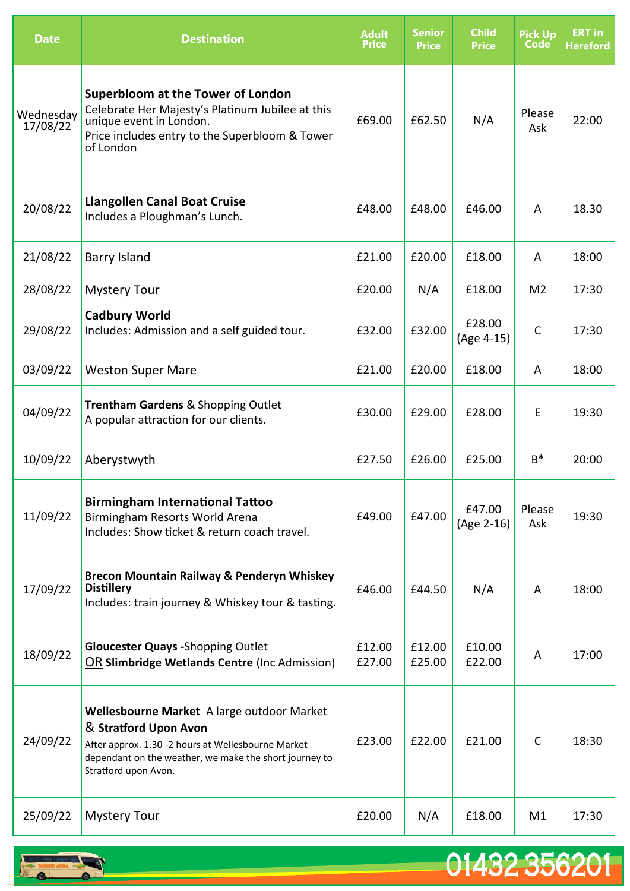| Date | Destination | Adult Price | Senior Price | Child Price | Pick Up Code | ERT in Hereford |
|---|---|---|---|---|---|---|
| Wednesday 17/08/22 | **Superbloom at the Tower of London**<br>Celebrate Her Majesty's Platinum Jubilee at this unique event in London.<br>Price includes entry to the Superbloom & Tower of London | £69.00 | £62.50 | N/A | Please Ask | 22:00 |
| 20/08/22 | **Llangollen Canal Boat Cruise**<br>Includes a Ploughman's Lunch. | £48.00 | £48.00 | £46.00 | A | 18.30 |
| 21/08/22 | Barry Island | £21.00 | £20.00 | £18.00 | A | 18:00 |
| 28/08/22 | Mystery Tour | £20.00 | N/A | £18.00 | M2 | 17:30 |
| 29/08/22 | **Cadbury World**<br>Includes: Admission and a self guided tour. | £32.00 | £32.00 | £28.00 (Age 4-15) | C | 17:30 |
| 03/09/22 | Weston Super Mare | £21.00 | £20.00 | £18.00 | A | 18:00 |
| 04/09/22 | **Trentham Gardens** & Shopping Outlet<br>A popular attraction for our clients. | £30.00 | £29.00 | £28.00 | E | 19:30 |
| 10/09/22 | Aberystwyth | £27.50 | £26.00 | £25.00 | B* | 20:00 |
| 11/09/22 | **Birmingham International Tattoo**<br>Birmingham Resorts World Arena<br>Includes: Show ticket & return coach travel. | £49.00 | £47.00 | £47.00 (Age 2-16) | Please Ask | 19:30 |
| 17/09/22 | **Brecon Mountain Railway & Penderyn Whiskey Distillery**<br>Includes: train journey & Whiskey tour & tasting. | £46.00 | £44.50 | N/A | A | 18:00 |
| 18/09/22 | **Gloucester Quays** -Shopping Outlet<br>OR **Slimbridge Wetlands Centre** (Inc Admission) | £12.00<br>£27.00 | £12.00<br>£25.00 | £10.00<br>£22.00 | A | 17:00 |
| 24/09/22 | **Wellesbourne Market** A large outdoor Market & **Stratford Upon Avon**<br>After approx. 1.30 -2 hours at Wellesbourne Market dependant on the weather, we make the short journey to Stratford upon Avon. | £23.00 | £22.00 | £21.00 | C | 18:30 |
| 25/09/22 | Mystery Tour | £20.00 | N/A | £18.00 | M1 | 17:30 |

01432 356201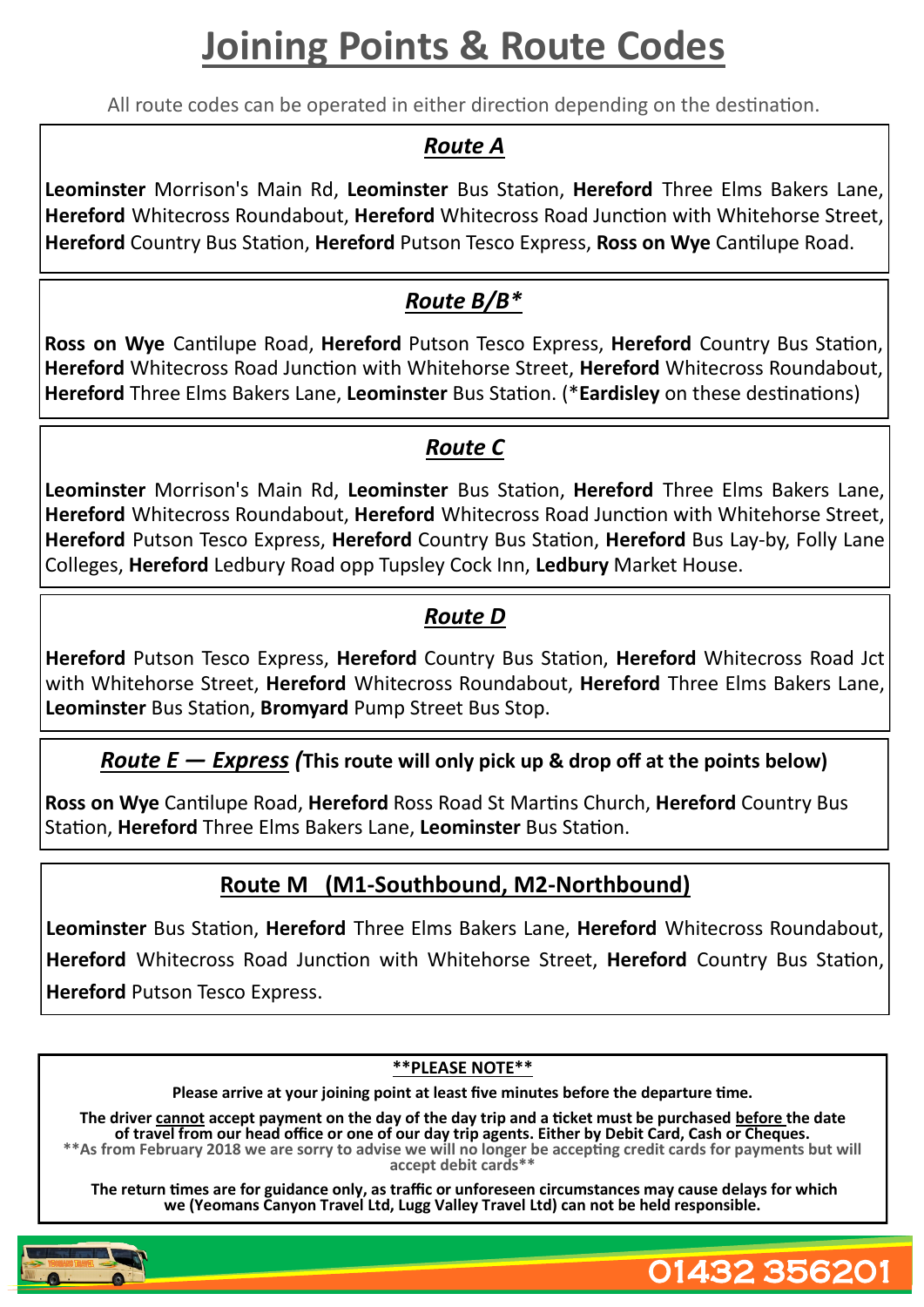# Joining Points & Route Codes

All route codes can be operated in either direction depending on the destination.

## *Route A*

**Leominster** Morrison's Main Rd, **Leominster** Bus Station, **Hereford** Three Elms Bakers Lane, **Hereford** Whitecross Roundabout, **Hereford** Whitecross Road Junction with Whitehorse Street, **Hereford** Country Bus Station, **Hereford** Putson Tesco Express, **Ross on Wye** Cantilupe Road.

## *Route B/B**

**Ross on Wye** Cantilupe Road, **Hereford** Putson Tesco Express, **Hereford** Country Bus Station, **Hereford** Whitecross Road Junction with Whitehorse Street, **Hereford** Whitecross Roundabout, **Hereford** Three Elms Bakers Lane, **Leominster** Bus Station. (***Eardisley** on these destinations)

## *Route C*

**Leominster** Morrison's Main Rd, **Leominster** Bus Station, **Hereford** Three Elms Bakers Lane, **Hereford** Whitecross Roundabout, **Hereford** Whitecross Road Junction with Whitehorse Street, **Hereford** Putson Tesco Express, **Hereford** Country Bus Station, **Hereford** Bus Lay-by, Folly Lane Colleges, **Hereford** Ledbury Road opp Tupsley Cock Inn, **Ledbury** Market House.

## *Route D*

**Hereford** Putson Tesco Express, **Hereford** Country Bus Station, **Hereford** Whitecross Road Jct with Whitehorse Street, **Hereford** Whitecross Roundabout, **Hereford** Three Elms Bakers Lane, **Leominster** Bus Station, **Bromyard** Pump Street Bus Stop.

## *Route E — Express (*This route will only pick up & drop off at the points below)

**Ross on Wye** Cantilupe Road, **Hereford** Ross Road St Martins Church, **Hereford** Country Bus Station, **Hereford** Three Elms Bakers Lane, **Leominster** Bus Station.

## Route M (M1-Southbound, M2-Northbound)

**Leominster** Bus Station, **Hereford** Three Elms Bakers Lane, **Hereford** Whitecross Roundabout, **Hereford** Whitecross Road Junction with Whitehorse Street, **Hereford** Country Bus Station, **Hereford** Putson Tesco Express.

**\*\*PLEASE NOTE\*\***

**Please arrive at your joining point at least five minutes before the departure time.**

**The driver cannot accept payment on the day of the day trip and a ticket must be purchased before the date of travel from our head office or one of our day trip agents. Either by Debit Card, Cash or Cheques.**
****As from February 2018 we are sorry to advise we will no longer be accepting credit cards for payments but will accept debit cards****

**The return times are for guidance only, as traffic or unforeseen circumstances may cause delays for which we (Yeomans Canyon Travel Ltd, Lugg Valley Travel Ltd) can not be held responsible.**

01432 356201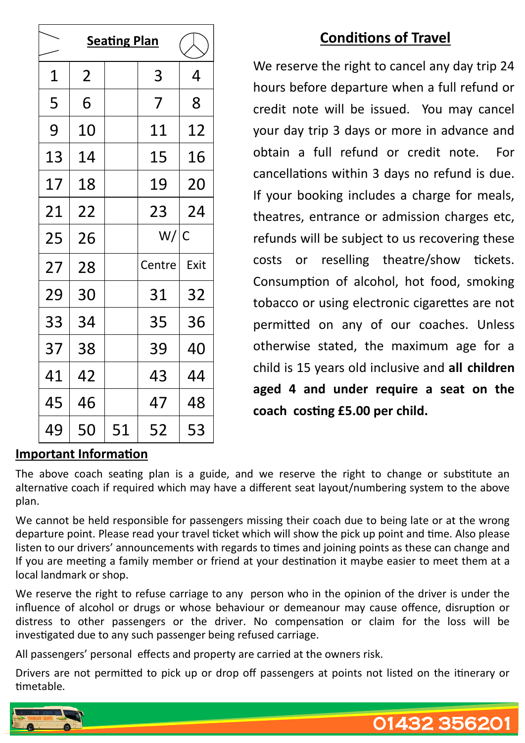## Seating Plan

| | | | | |
|---|---|---|---|---|
| 1 | 2 | | 3 | 4 |
| 5 | 6 | | 7 | 8 |
| 9 | 10 | | 11 | 12 |
| 13 | 14 | | 15 | 16 |
| 17 | 18 | | 19 | 20 |
| 21 | 22 | | 23 | 24 |
| 25 | 26 | | W/ | C |
| 27 | 28 | | Centre | Exit |
| 29 | 30 | | 31 | 32 |
| 33 | 34 | | 35 | 36 |
| 37 | 38 | | 39 | 40 |
| 41 | 42 | | 43 | 44 |
| 45 | 46 | | 47 | 48 |
| 49 | 50 | 51 | 52 | 53 |

## Conditions of Travel

We reserve the right to cancel any day trip 24 hours before departure when a full refund or credit note will be issued. You may cancel your day trip 3 days or more in advance and obtain a full refund or credit note. For cancellations within 3 days no refund is due. If your booking includes a charge for meals, theatres, entrance or admission charges etc, refunds will be subject to us recovering these costs or reselling theatre/show tickets. Consumption of alcohol, hot food, smoking tobacco or using electronic cigarettes are not permitted on any of our coaches. Unless otherwise stated, the maximum age for a child is 15 years old inclusive and **all children aged 4 and under require a seat on the coach costing £5.00 per child.**

## Important Information

The above coach seating plan is a guide, and we reserve the right to change or substitute an alternative coach if required which may have a different seat layout/numbering system to the above plan.

We cannot be held responsible for passengers missing their coach due to being late or at the wrong departure point. Please read your travel ticket which will show the pick up point and time. Also please listen to our drivers' announcements with regards to times and joining points as these can change and If you are meeting a family member or friend at your destination it maybe easier to meet them at a local landmark or shop.

We reserve the right to refuse carriage to any person who in the opinion of the driver is under the influence of alcohol or drugs or whose behaviour or demeanour may cause offence, disruption or distress to other passengers or the driver. No compensation or claim for the loss will be investigated due to any such passenger being refused carriage.

All passengers' personal effects and property are carried at the owners risk.

Drivers are not permitted to pick up or drop off passengers at points not listed on the itinerary or timetable.

01432 356201